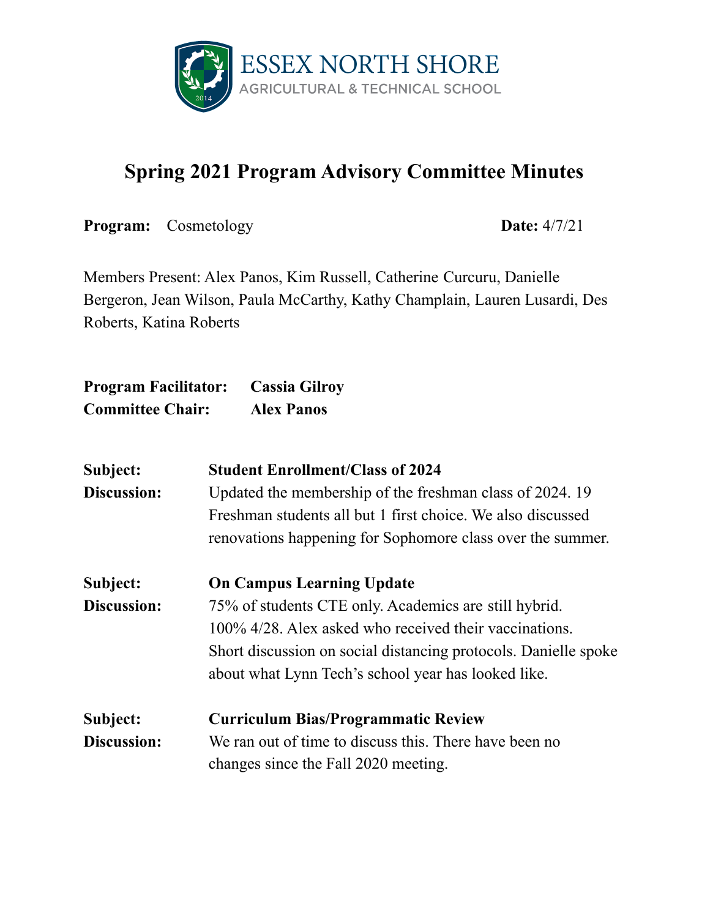ESSEX NORTH SHORE
AGRICULTURAL & TECHNICAL SCHOOL

# Spring 2021 Program Advisory Committee Minutes

**Program:** Cosmetology **Date:** 4/7/21

Members Present: Alex Panos, Kim Russell, Catherine Curcuru, Danielle Bergeron, Jean Wilson, Paula McCarthy, Kathy Champlain, Lauren Lusardi, Des Roberts, Katina Roberts

**Program Facilitator:** **Cassia Gilroy**
**Committee Chair:** **Alex Panos**

**Subject:** **Student Enrollment/Class of 2024**
**Discussion:** Updated the membership of the freshman class of 2024. 19 Freshman students all but 1 first choice. We also discussed renovations happening for Sophomore class over the summer.

**Subject:** **On Campus Learning Update**
**Discussion:** 75% of students CTE only. Academics are still hybrid. 100% 4/28. Alex asked who received their vaccinations. Short discussion on social distancing protocols. Danielle spoke about what Lynn Tech's school year has looked like.

**Subject:** **Curriculum Bias/Programmatic Review**
**Discussion:** We ran out of time to discuss this. There have been no changes since the Fall 2020 meeting.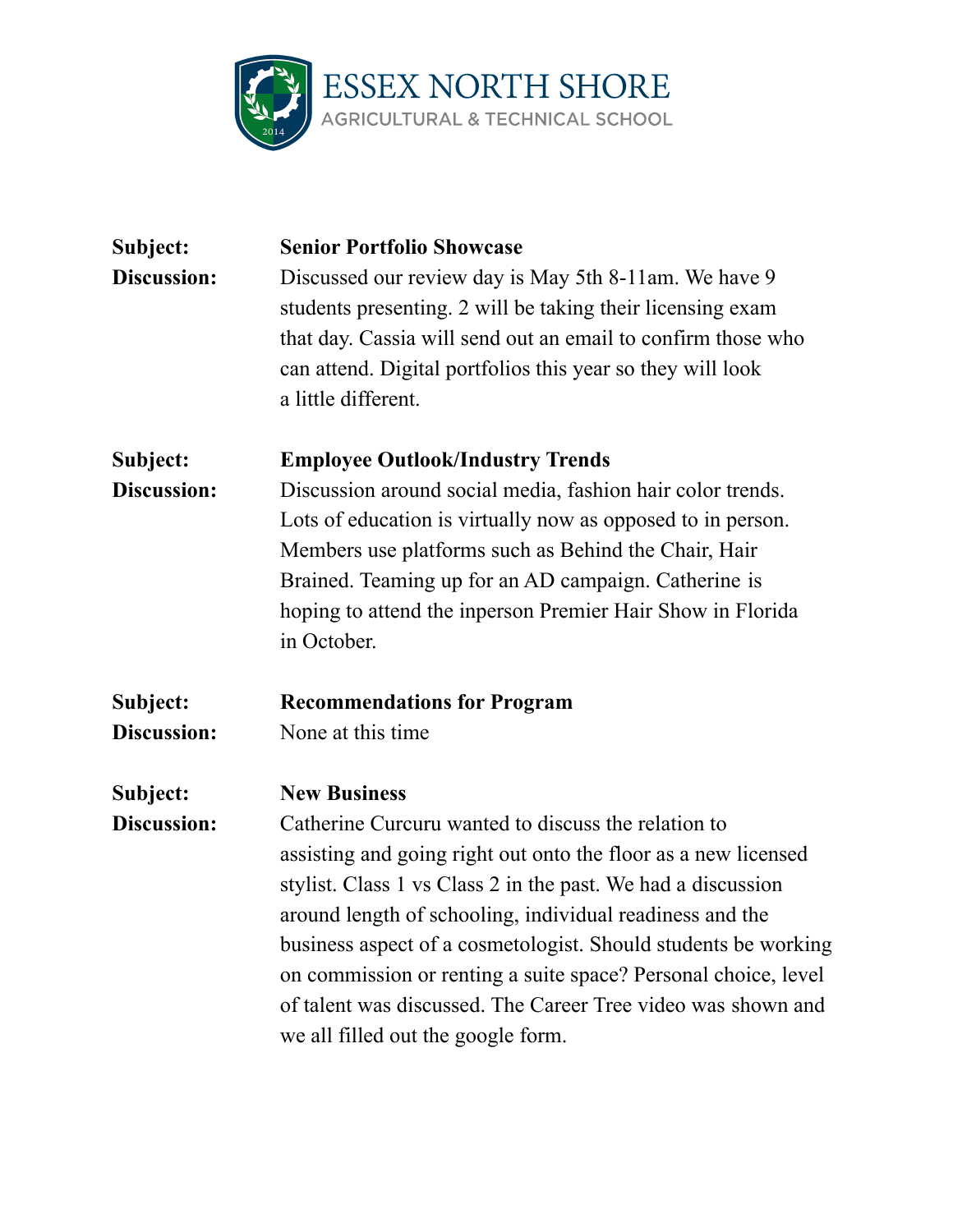ESSEX NORTH SHORE
AGRICULTURAL & TECHNICAL SCHOOL

**Subject:** **Senior Portfolio Showcase**

**Discussion:** Discussed our review day is May 5th 8-11am. We have 9 students presenting. 2 will be taking their licensing exam that day. Cassia will send out an email to confirm those who can attend. Digital portfolios this year so they will look a little different.

**Subject:** **Employee Outlook/Industry Trends**

**Discussion:** Discussion around social media, fashion hair color trends. Lots of education is virtually now as opposed to in person. Members use platforms such as Behind the Chair, Hair Brained. Teaming up for an AD campaign. Catherine is hoping to attend the inperson Premier Hair Show in Florida in October.

**Subject:** **Recommendations for Program**

**Discussion:** None at this time

**Subject:** **New Business**

**Discussion:** Catherine Curcuru wanted to discuss the relation to assisting and going right out onto the floor as a new licensed stylist. Class 1 vs Class 2 in the past. We had a discussion around length of schooling, individual readiness and the business aspect of a cosmetologist. Should students be working on commission or renting a suite space? Personal choice, level of talent was discussed. The Career Tree video was shown and we all filled out the google form.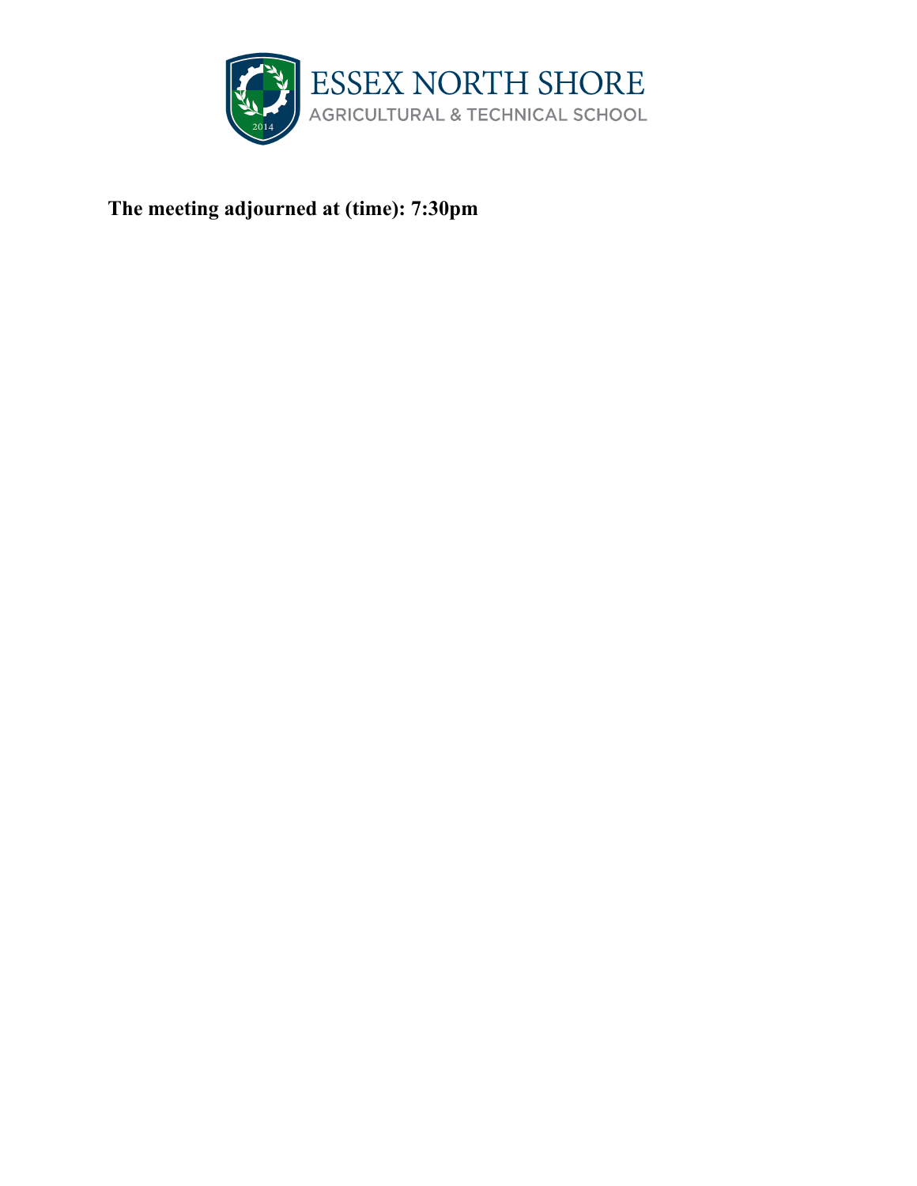**The meeting adjourned at (time): 7:30pm**